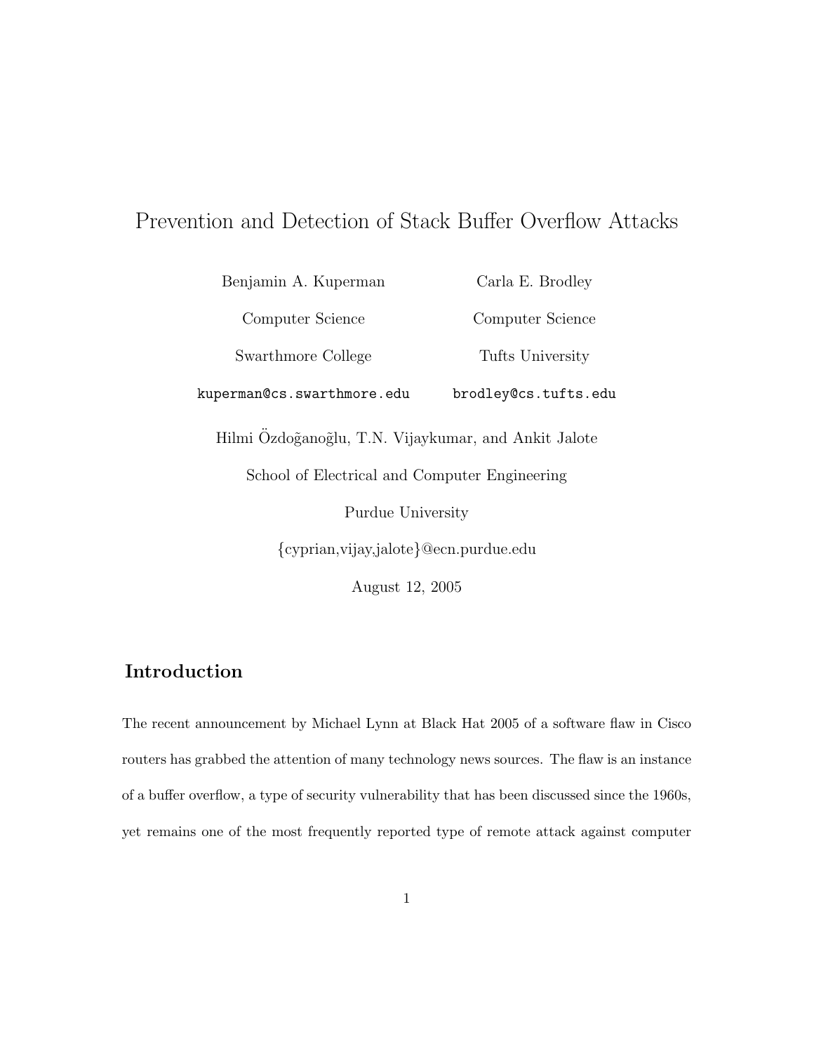# Prevention and Detection of Stack Buffer Overflow Attacks

Benjamin A. Kuperman
Computer Science
Swarthmore College
kuperman@cs.swarthmore.edu

Carla E. Brodley
Computer Science
Tufts University
brodley@cs.tufts.edu

Hilmi Özdoğanoğlu, T.N. Vijaykumar, and Ankit Jalote
School of Electrical and Computer Engineering
Purdue University
{cyprian,vijay,jalote}@ecn.purdue.edu

August 12, 2005

## Introduction

The recent announcement by Michael Lynn at Black Hat 2005 of a software flaw in Cisco routers has grabbed the attention of many technology news sources. The flaw is an instance of a buffer overflow, a type of security vulnerability that has been discussed since the 1960s, yet remains one of the most frequently reported type of remote attack against computer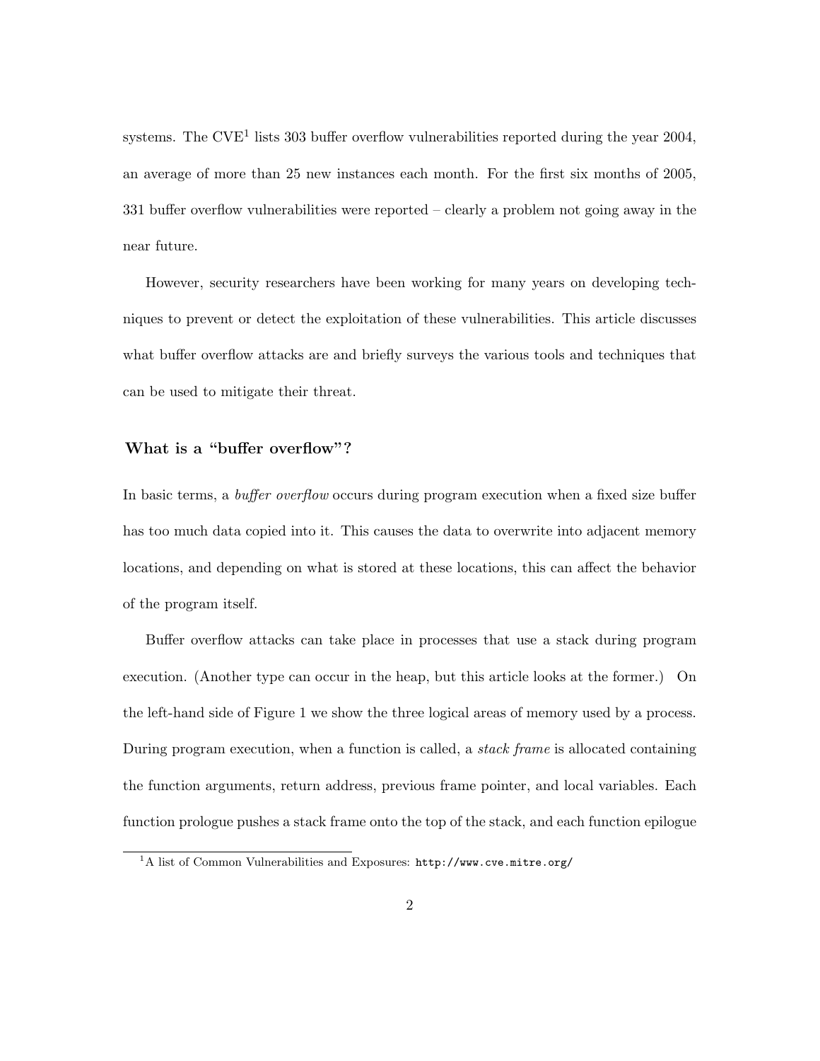systems. The CVE[1] lists 303 buffer overflow vulnerabilities reported during the year 2004, an average of more than 25 new instances each month. For the first six months of 2005, 331 buffer overflow vulnerabilities were reported – clearly a problem not going away in the near future.

However, security researchers have been working for many years on developing techniques to prevent or detect the exploitation of these vulnerabilities. This article discusses what buffer overflow attacks are and briefly surveys the various tools and techniques that can be used to mitigate their threat.

## What is a "buffer overflow"?

In basic terms, a *buffer overflow* occurs during program execution when a fixed size buffer has too much data copied into it. This causes the data to overwrite into adjacent memory locations, and depending on what is stored at these locations, this can affect the behavior of the program itself.

Buffer overflow attacks can take place in processes that use a stack during program execution. (Another type can occur in the heap, but this article looks at the former.) On the left-hand side of Figure 1 we show the three logical areas of memory used by a process. During program execution, when a function is called, a *stack frame* is allocated containing the function arguments, return address, previous frame pointer, and local variables. Each function prologue pushes a stack frame onto the top of the stack, and each function epilogue

[1] A list of Common Vulnerabilities and Exposures: `http://www.cve.mitre.org/`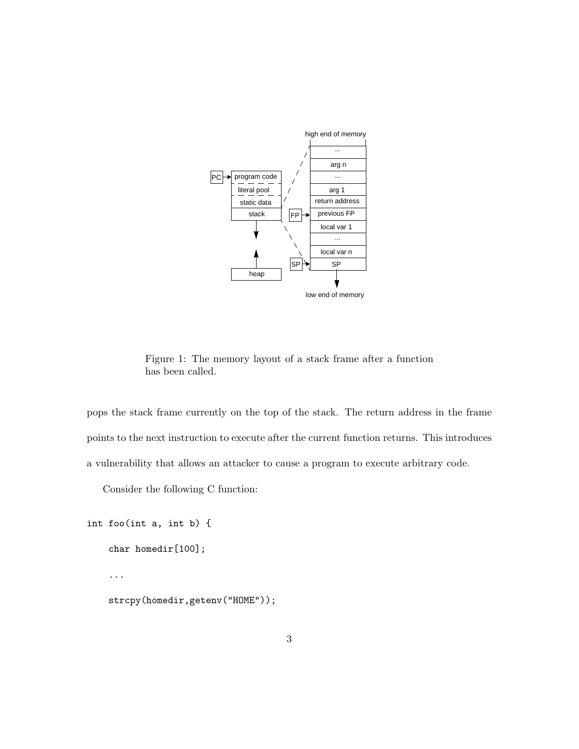Figure 1: The memory layout of a stack frame after a function has been called.

pops the stack frame currently on the top of the stack. The return address in the frame points to the next instruction to execute after the current function returns. This introduces a vulnerability that allows an attacker to cause a program to execute arbitrary code.

Consider the following C function:

```
int foo(int a, int b) {

    char homedir[100];

    ...

    strcpy(homedir,getenv("HOME"));
```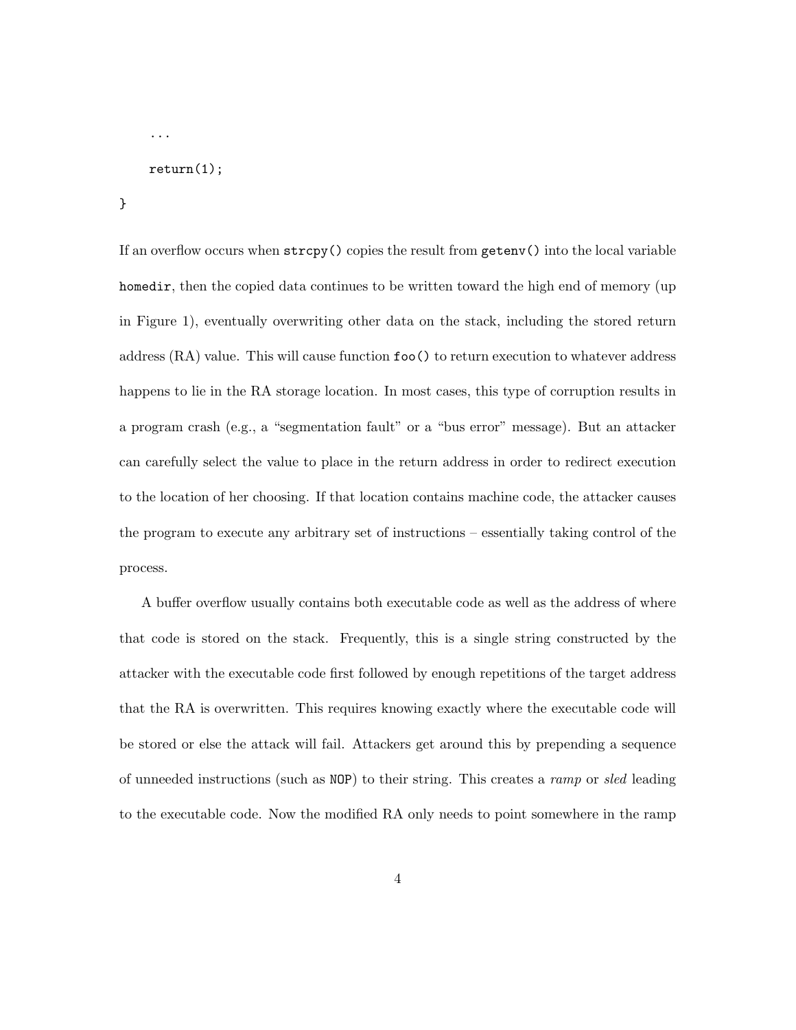```
    ...
    return(1);
}
```

If an overflow occurs when `strcpy()` copies the result from `getenv()` into the local variable `homedir`, then the copied data continues to be written toward the high end of memory (up in Figure 1), eventually overwriting other data on the stack, including the stored return address (RA) value. This will cause function `foo()` to return execution to whatever address happens to lie in the RA storage location. In most cases, this type of corruption results in a program crash (e.g., a "segmentation fault" or a "bus error" message). But an attacker can carefully select the value to place in the return address in order to redirect execution to the location of her choosing. If that location contains machine code, the attacker causes the program to execute any arbitrary set of instructions – essentially taking control of the process.

A buffer overflow usually contains both executable code as well as the address of where that code is stored on the stack. Frequently, this is a single string constructed by the attacker with the executable code first followed by enough repetitions of the target address that the RA is overwritten. This requires knowing exactly where the executable code will be stored or else the attack will fail. Attackers get around this by prepending a sequence of unneeded instructions (such as `NOP`) to their string. This creates a *ramp* or *sled* leading to the executable code. Now the modified RA only needs to point somewhere in the ramp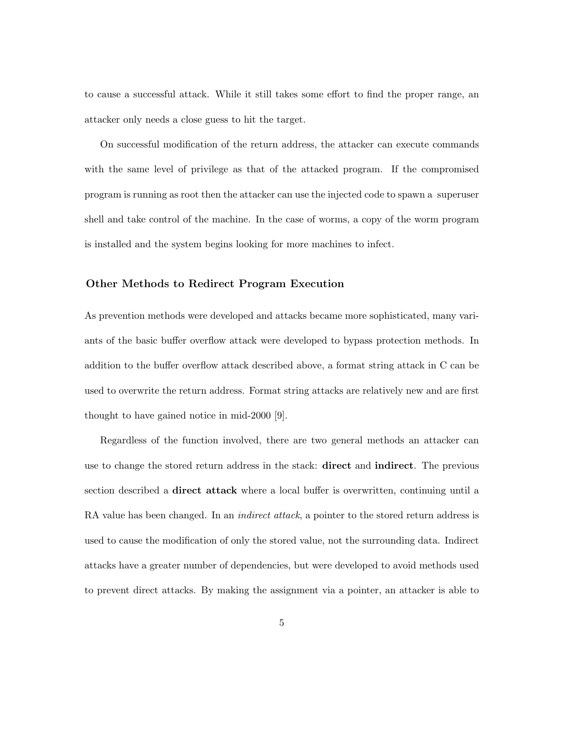to cause a successful attack. While it still takes some effort to find the proper range, an attacker only needs a close guess to hit the target.

On successful modification of the return address, the attacker can execute commands with the same level of privilege as that of the attacked program. If the compromised program is running as root then the attacker can use the injected code to spawn a superuser shell and take control of the machine. In the case of worms, a copy of the worm program is installed and the system begins looking for more machines to infect.

### Other Methods to Redirect Program Execution

As prevention methods were developed and attacks became more sophisticated, many variants of the basic buffer overflow attack were developed to bypass protection methods. In addition to the buffer overflow attack described above, a format string attack in C can be used to overwrite the return address. Format string attacks are relatively new and are first thought to have gained notice in mid-2000 [9].

Regardless of the function involved, there are two general methods an attacker can use to change the stored return address in the stack: **direct** and **indirect**. The previous section described a **direct attack** where a local buffer is overwritten, continuing until a RA value has been changed. In an *indirect attack*, a pointer to the stored return address is used to cause the modification of only the stored value, not the surrounding data. Indirect attacks have a greater number of dependencies, but were developed to avoid methods used to prevent direct attacks. By making the assignment via a pointer, an attacker is able to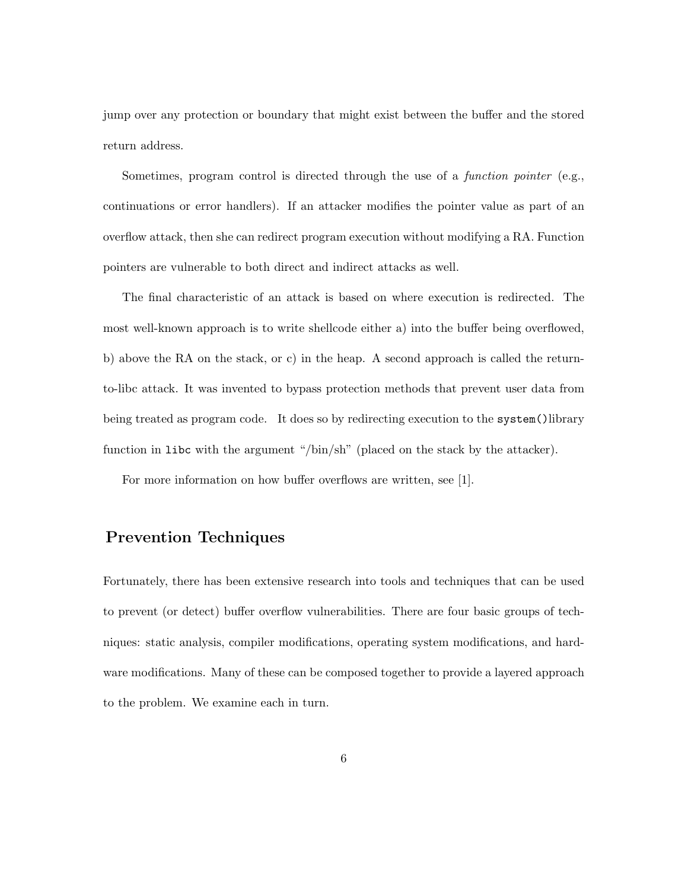jump over any protection or boundary that might exist between the buffer and the stored return address.

Sometimes, program control is directed through the use of a *function pointer* (e.g., continuations or error handlers). If an attacker modifies the pointer value as part of an overflow attack, then she can redirect program execution without modifying a RA. Function pointers are vulnerable to both direct and indirect attacks as well.

The final characteristic of an attack is based on where execution is redirected. The most well-known approach is to write shellcode either a) into the buffer being overflowed, b) above the RA on the stack, or c) in the heap. A second approach is called the return-to-libc attack. It was invented to bypass protection methods that prevent user data from being treated as program code. It does so by redirecting execution to the `system()` library function in `libc` with the argument "/bin/sh" (placed on the stack by the attacker).

For more information on how buffer overflows are written, see [1].

## Prevention Techniques

Fortunately, there has been extensive research into tools and techniques that can be used to prevent (or detect) buffer overflow vulnerabilities. There are four basic groups of techniques: static analysis, compiler modifications, operating system modifications, and hardware modifications. Many of these can be composed together to provide a layered approach to the problem. We examine each in turn.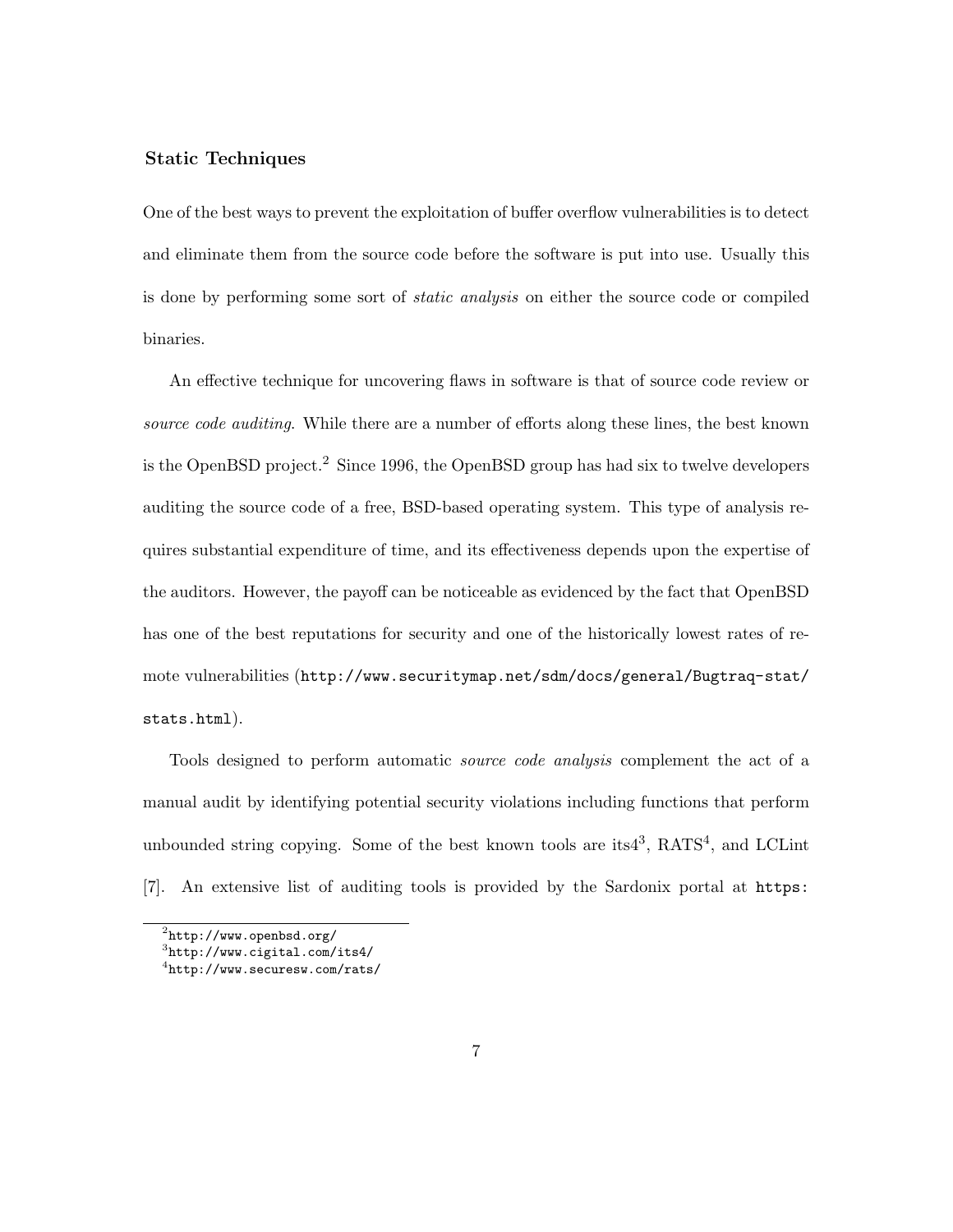### Static Techniques

One of the best ways to prevent the exploitation of buffer overflow vulnerabilities is to detect and eliminate them from the source code before the software is put into use. Usually this is done by performing some sort of *static analysis* on either the source code or compiled binaries.

An effective technique for uncovering flaws in software is that of source code review or *source code auditing*. While there are a number of efforts along these lines, the best known is the OpenBSD project.[2] Since 1996, the OpenBSD group has had six to twelve developers auditing the source code of a free, BSD-based operating system. This type of analysis requires substantial expenditure of time, and its effectiveness depends upon the expertise of the auditors. However, the payoff can be noticeable as evidenced by the fact that OpenBSD has one of the best reputations for security and one of the historically lowest rates of remote vulnerabilities (`http://www.securitymap.net/sdm/docs/general/Bugtraq-stat/stats.html`).

Tools designed to perform automatic *source code analysis* complement the act of a manual audit by identifying potential security violations including functions that perform unbounded string copying. Some of the best known tools are its4[3], RATS[4], and LCLint [7]. An extensive list of auditing tools is provided by the Sardonix portal at `https:`

---

[2] `http://www.openbsd.org/`

[3] `http://www.cigital.com/its4/`

[4] `http://www.securesw.com/rats/`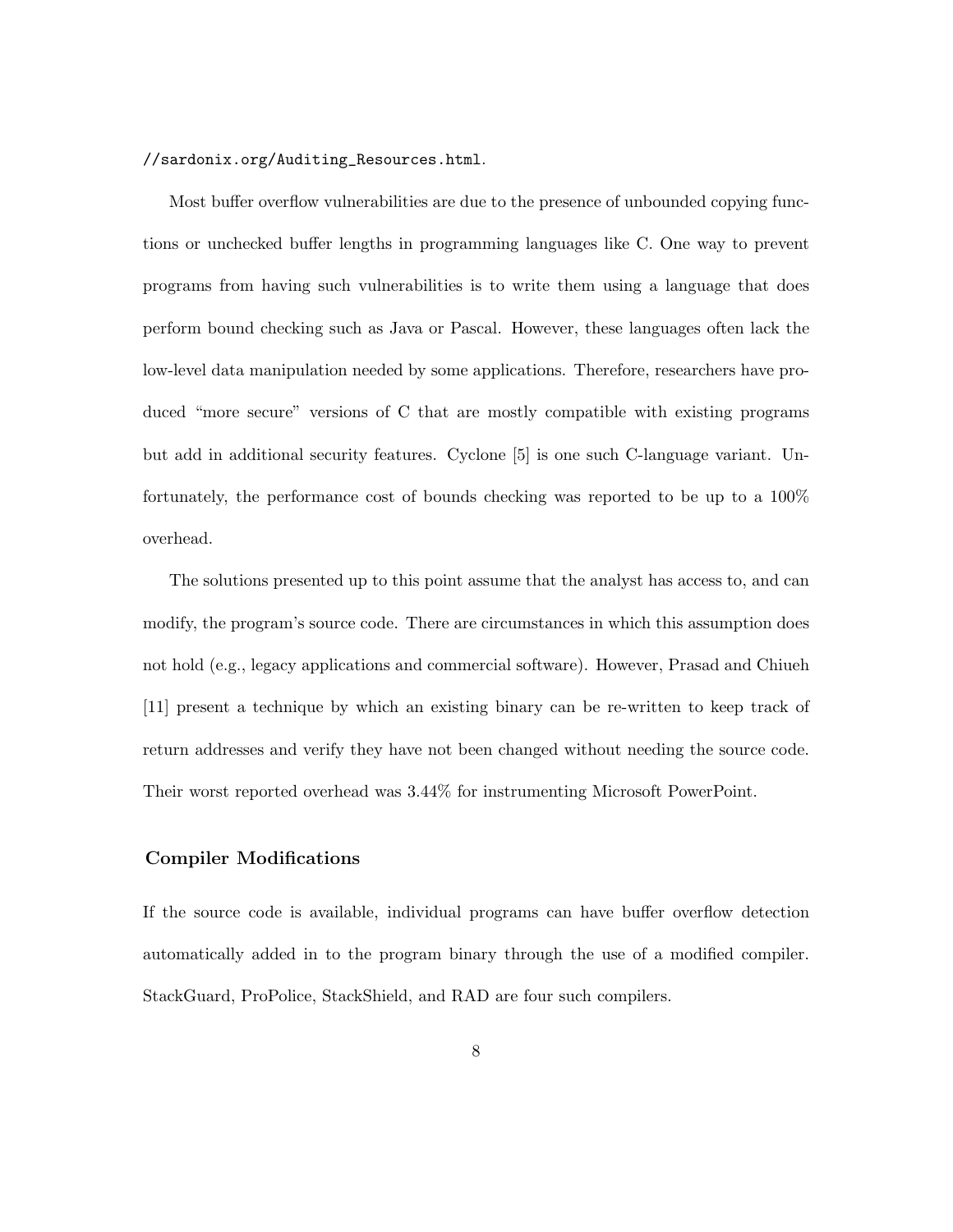//sardonix.org/Auditing_Resources.html.

Most buffer overflow vulnerabilities are due to the presence of unbounded copying functions or unchecked buffer lengths in programming languages like C. One way to prevent programs from having such vulnerabilities is to write them using a language that does perform bound checking such as Java or Pascal. However, these languages often lack the low-level data manipulation needed by some applications. Therefore, researchers have produced "more secure" versions of C that are mostly compatible with existing programs but add in additional security features. Cyclone [5] is one such C-language variant. Unfortunately, the performance cost of bounds checking was reported to be up to a 100% overhead.

The solutions presented up to this point assume that the analyst has access to, and can modify, the program's source code. There are circumstances in which this assumption does not hold (e.g., legacy applications and commercial software). However, Prasad and Chiueh [11] present a technique by which an existing binary can be re-written to keep track of return addresses and verify they have not been changed without needing the source code. Their worst reported overhead was 3.44% for instrumenting Microsoft PowerPoint.

### Compiler Modifications

If the source code is available, individual programs can have buffer overflow detection automatically added in to the program binary through the use of a modified compiler. StackGuard, ProPolice, StackShield, and RAD are four such compilers.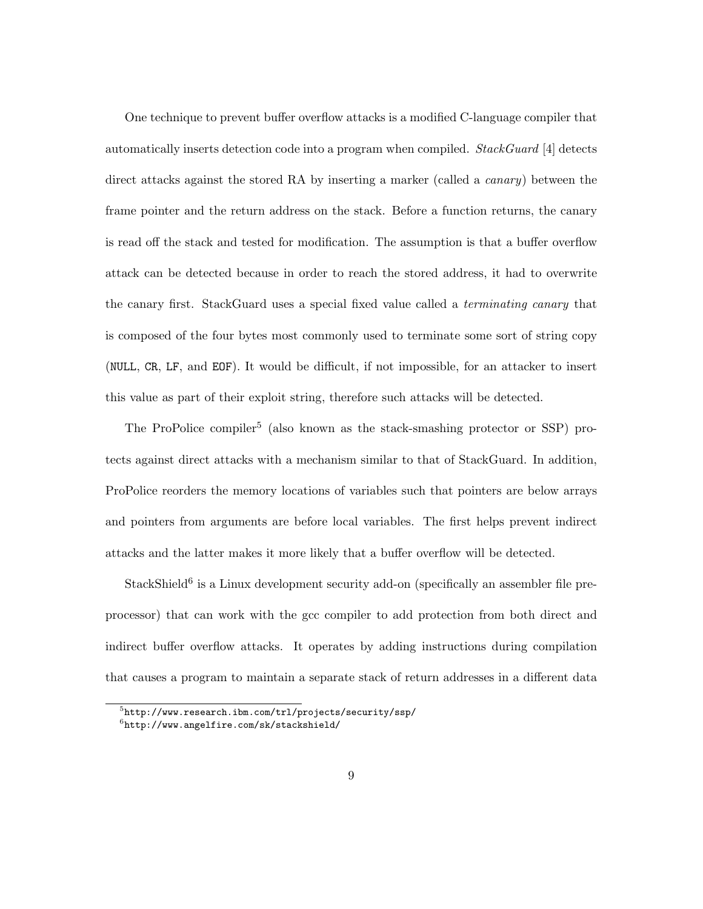One technique to prevent buffer overflow attacks is a modified C-language compiler that automatically inserts detection code into a program when compiled. *StackGuard* [4] detects direct attacks against the stored RA by inserting a marker (called a *canary*) between the frame pointer and the return address on the stack. Before a function returns, the canary is read off the stack and tested for modification. The assumption is that a buffer overflow attack can be detected because in order to reach the stored address, it had to overwrite the canary first. StackGuard uses a special fixed value called a *terminating canary* that is composed of the four bytes most commonly used to terminate some sort of string copy (`NULL`, `CR`, `LF`, and `EOF`). It would be difficult, if not impossible, for an attacker to insert this value as part of their exploit string, therefore such attacks will be detected.

The ProPolice compiler[5] (also known as the stack-smashing protector or SSP) protects against direct attacks with a mechanism similar to that of StackGuard. In addition, ProPolice reorders the memory locations of variables such that pointers are below arrays and pointers from arguments are before local variables. The first helps prevent indirect attacks and the latter makes it more likely that a buffer overflow will be detected.

StackShield[6] is a Linux development security add-on (specifically an assembler file preprocessor) that can work with the gcc compiler to add protection from both direct and indirect buffer overflow attacks. It operates by adding instructions during compilation that causes a program to maintain a separate stack of return addresses in a different data

---

[5] `http://www.research.ibm.com/trl/projects/security/ssp/`

[6] `http://www.angelfire.com/sk/stackshield/`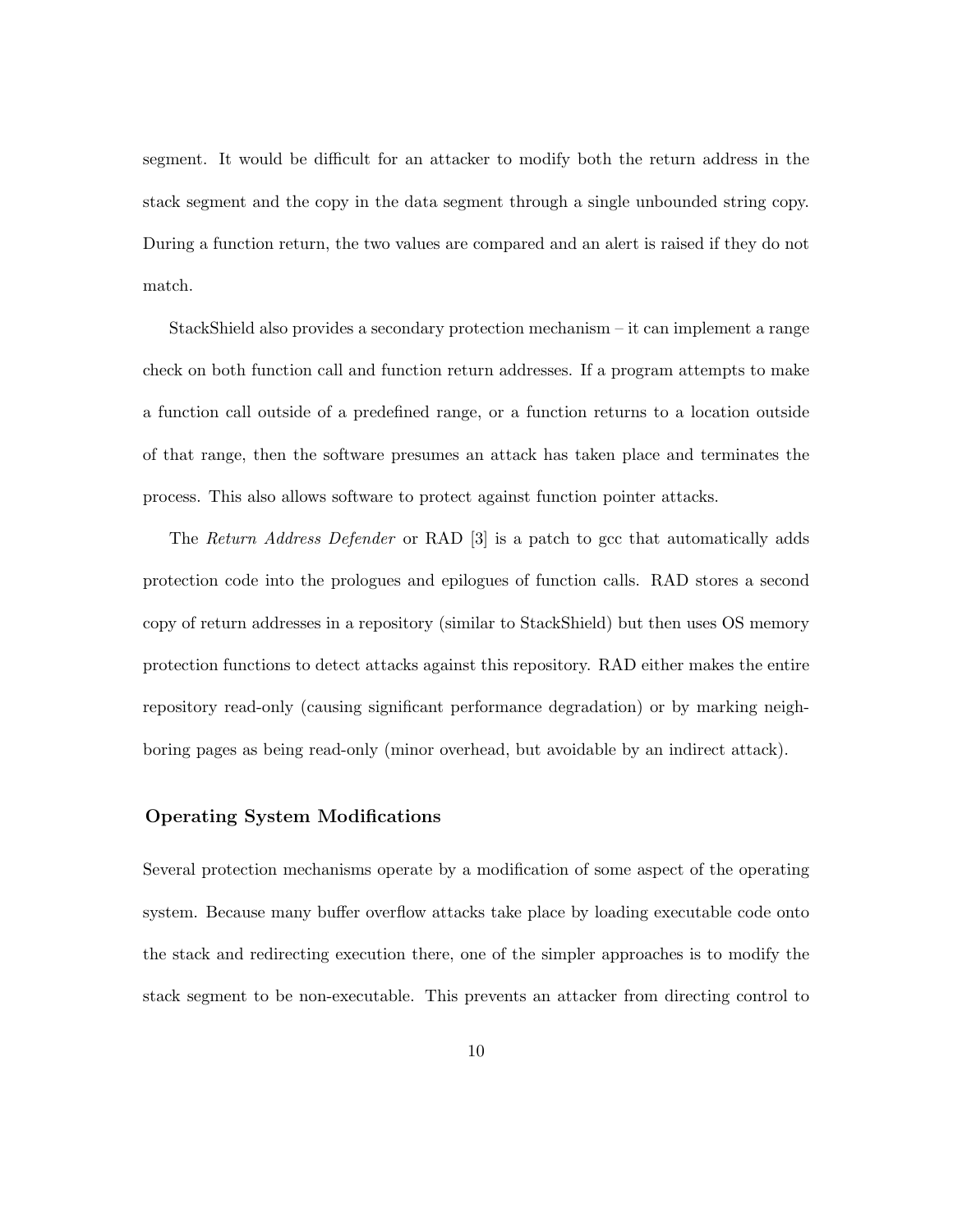segment. It would be difficult for an attacker to modify both the return address in the stack segment and the copy in the data segment through a single unbounded string copy. During a function return, the two values are compared and an alert is raised if they do not match.

StackShield also provides a secondary protection mechanism – it can implement a range check on both function call and function return addresses. If a program attempts to make a function call outside of a predefined range, or a function returns to a location outside of that range, then the software presumes an attack has taken place and terminates the process. This also allows software to protect against function pointer attacks.

The *Return Address Defender* or RAD [3] is a patch to gcc that automatically adds protection code into the prologues and epilogues of function calls. RAD stores a second copy of return addresses in a repository (similar to StackShield) but then uses OS memory protection functions to detect attacks against this repository. RAD either makes the entire repository read-only (causing significant performance degradation) or by marking neighboring pages as being read-only (minor overhead, but avoidable by an indirect attack).

### Operating System Modifications

Several protection mechanisms operate by a modification of some aspect of the operating system. Because many buffer overflow attacks take place by loading executable code onto the stack and redirecting execution there, one of the simpler approaches is to modify the stack segment to be non-executable. This prevents an attacker from directing control to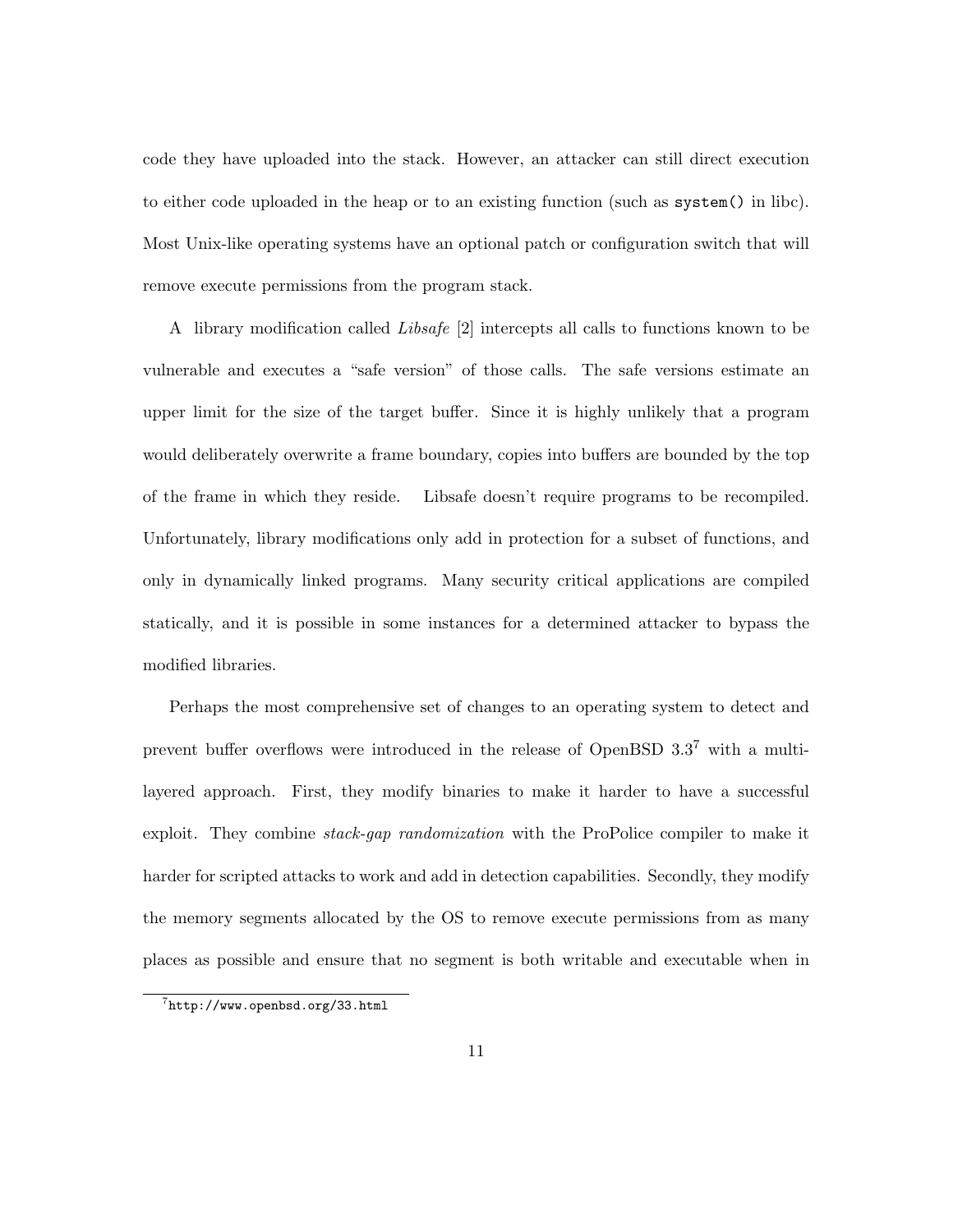code they have uploaded into the stack. However, an attacker can still direct execution to either code uploaded in the heap or to an existing function (such as `system()` in libc). Most Unix-like operating systems have an optional patch or configuration switch that will remove execute permissions from the program stack.

A library modification called *Libsafe* [2] intercepts all calls to functions known to be vulnerable and executes a "safe version" of those calls. The safe versions estimate an upper limit for the size of the target buffer. Since it is highly unlikely that a program would deliberately overwrite a frame boundary, copies into buffers are bounded by the top of the frame in which they reside. Libsafe doesn't require programs to be recompiled. Unfortunately, library modifications only add in protection for a subset of functions, and only in dynamically linked programs. Many security critical applications are compiled statically, and it is possible in some instances for a determined attacker to bypass the modified libraries.

Perhaps the most comprehensive set of changes to an operating system to detect and prevent buffer overflows were introduced in the release of OpenBSD 3.3[7] with a multi-layered approach. First, they modify binaries to make it harder to have a successful exploit. They combine *stack-gap randomization* with the ProPolice compiler to make it harder for scripted attacks to work and add in detection capabilities. Secondly, they modify the memory segments allocated by the OS to remove execute permissions from as many places as possible and ensure that no segment is both writable and executable when in

[7] `http://www.openbsd.org/33.html`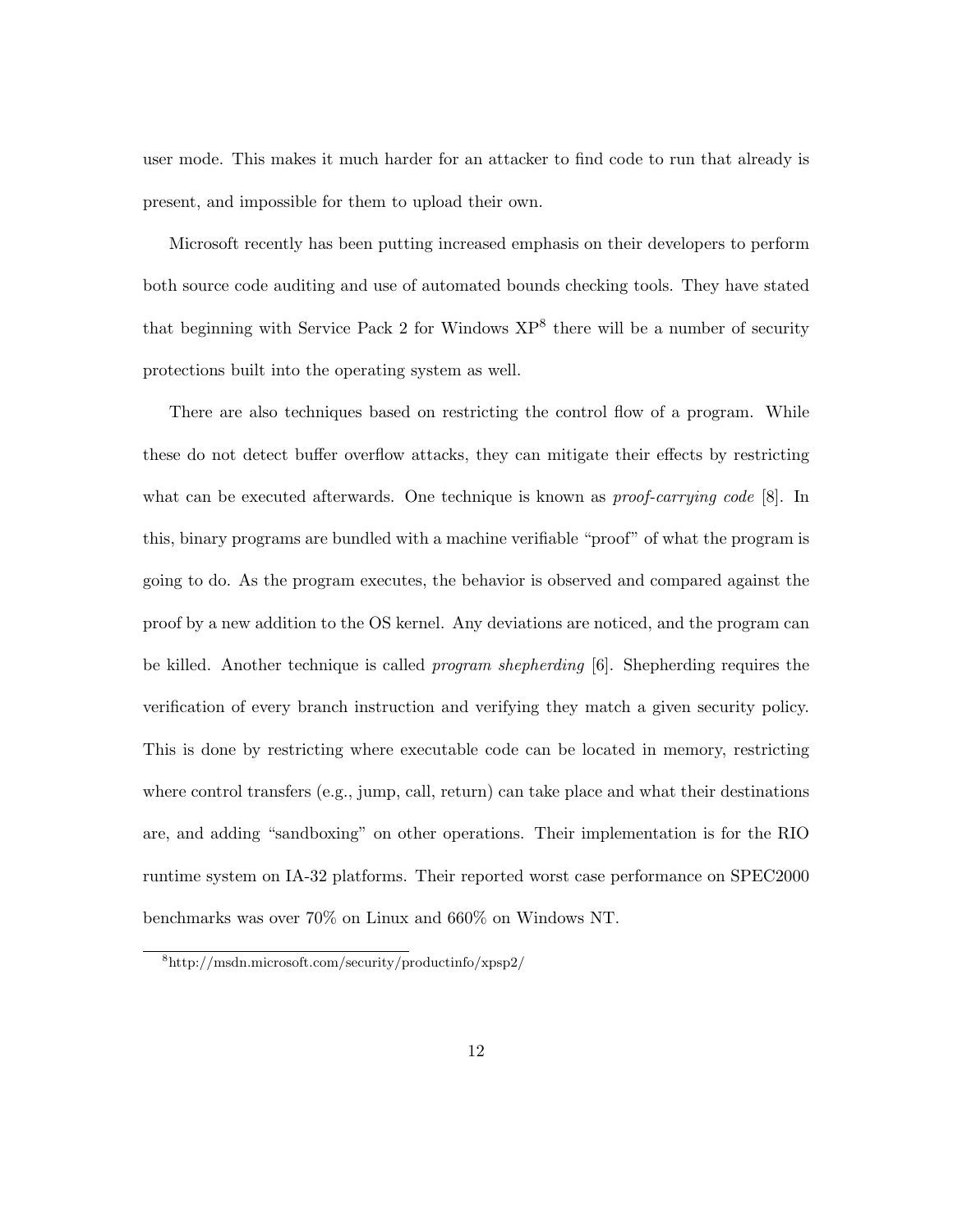user mode. This makes it much harder for an attacker to find code to run that already is present, and impossible for them to upload their own.

Microsoft recently has been putting increased emphasis on their developers to perform both source code auditing and use of automated bounds checking tools. They have stated that beginning with Service Pack 2 for Windows XP[8] there will be a number of security protections built into the operating system as well.

There are also techniques based on restricting the control flow of a program. While these do not detect buffer overflow attacks, they can mitigate their effects by restricting what can be executed afterwards. One technique is known as *proof-carrying code* [8]. In this, binary programs are bundled with a machine verifiable "proof" of what the program is going to do. As the program executes, the behavior is observed and compared against the proof by a new addition to the OS kernel. Any deviations are noticed, and the program can be killed. Another technique is called *program shepherding* [6]. Shepherding requires the verification of every branch instruction and verifying they match a given security policy. This is done by restricting where executable code can be located in memory, restricting where control transfers (e.g., jump, call, return) can take place and what their destinations are, and adding "sandboxing" on other operations. Their implementation is for the RIO runtime system on IA-32 platforms. Their reported worst case performance on SPEC2000 benchmarks was over 70% on Linux and 660% on Windows NT.

[8] http://msdn.microsoft.com/security/productinfo/xpsp2/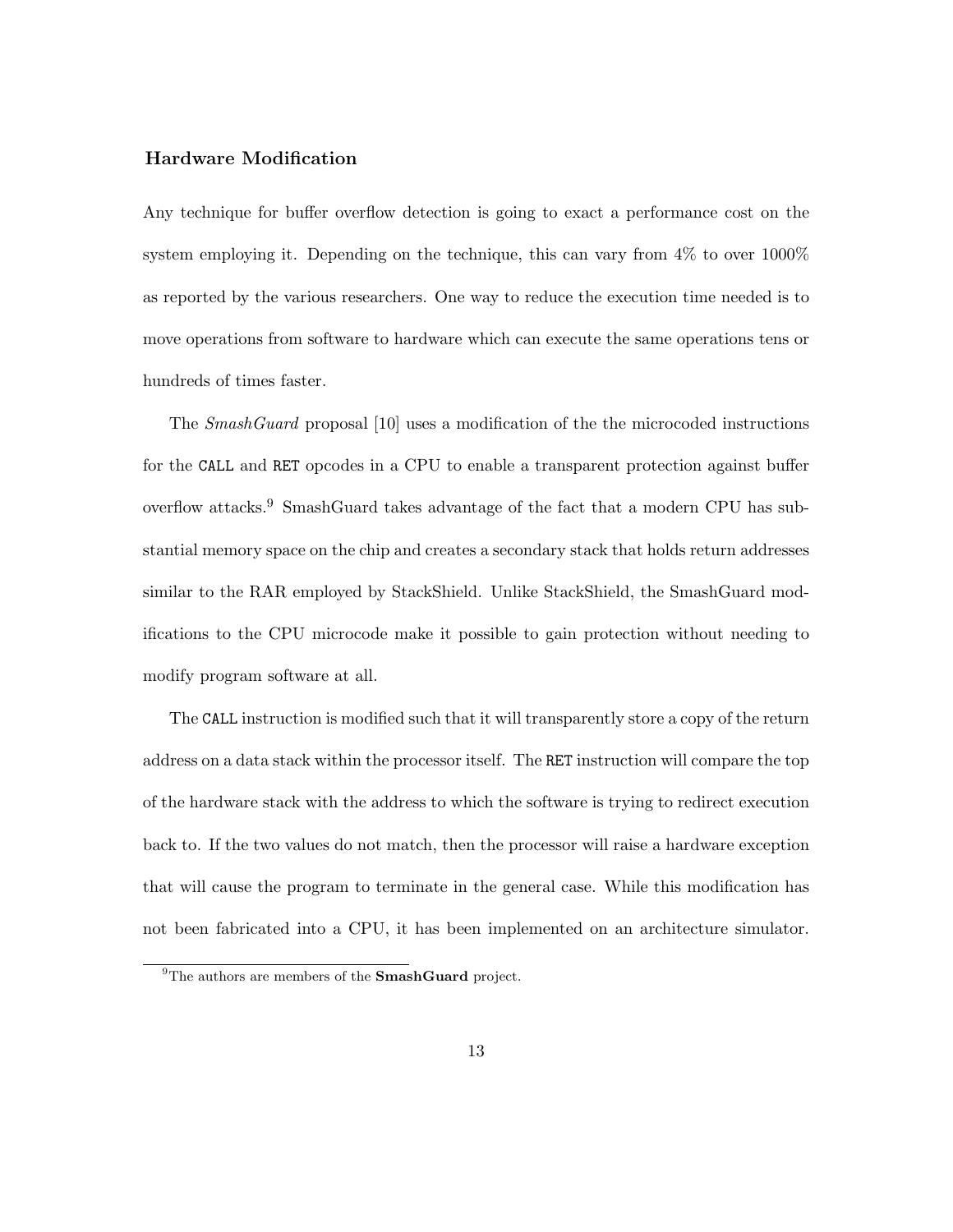### Hardware Modification

Any technique for buffer overflow detection is going to exact a performance cost on the system employing it. Depending on the technique, this can vary from 4% to over 1000% as reported by the various researchers. One way to reduce the execution time needed is to move operations from software to hardware which can execute the same operations tens or hundreds of times faster.

The *SmashGuard* proposal [10] uses a modification of the the microcoded instructions for the `CALL` and `RET` opcodes in a CPU to enable a transparent protection against buffer overflow attacks.[9] SmashGuard takes advantage of the fact that a modern CPU has substantial memory space on the chip and creates a secondary stack that holds return addresses similar to the RAR employed by StackShield. Unlike StackShield, the SmashGuard modifications to the CPU microcode make it possible to gain protection without needing to modify program software at all.

The `CALL` instruction is modified such that it will transparently store a copy of the return address on a data stack within the processor itself. The `RET` instruction will compare the top of the hardware stack with the address to which the software is trying to redirect execution back to. If the two values do not match, then the processor will raise a hardware exception that will cause the program to terminate in the general case. While this modification has not been fabricated into a CPU, it has been implemented on an architecture simulator.

[9] The authors are members of the **SmashGuard** project.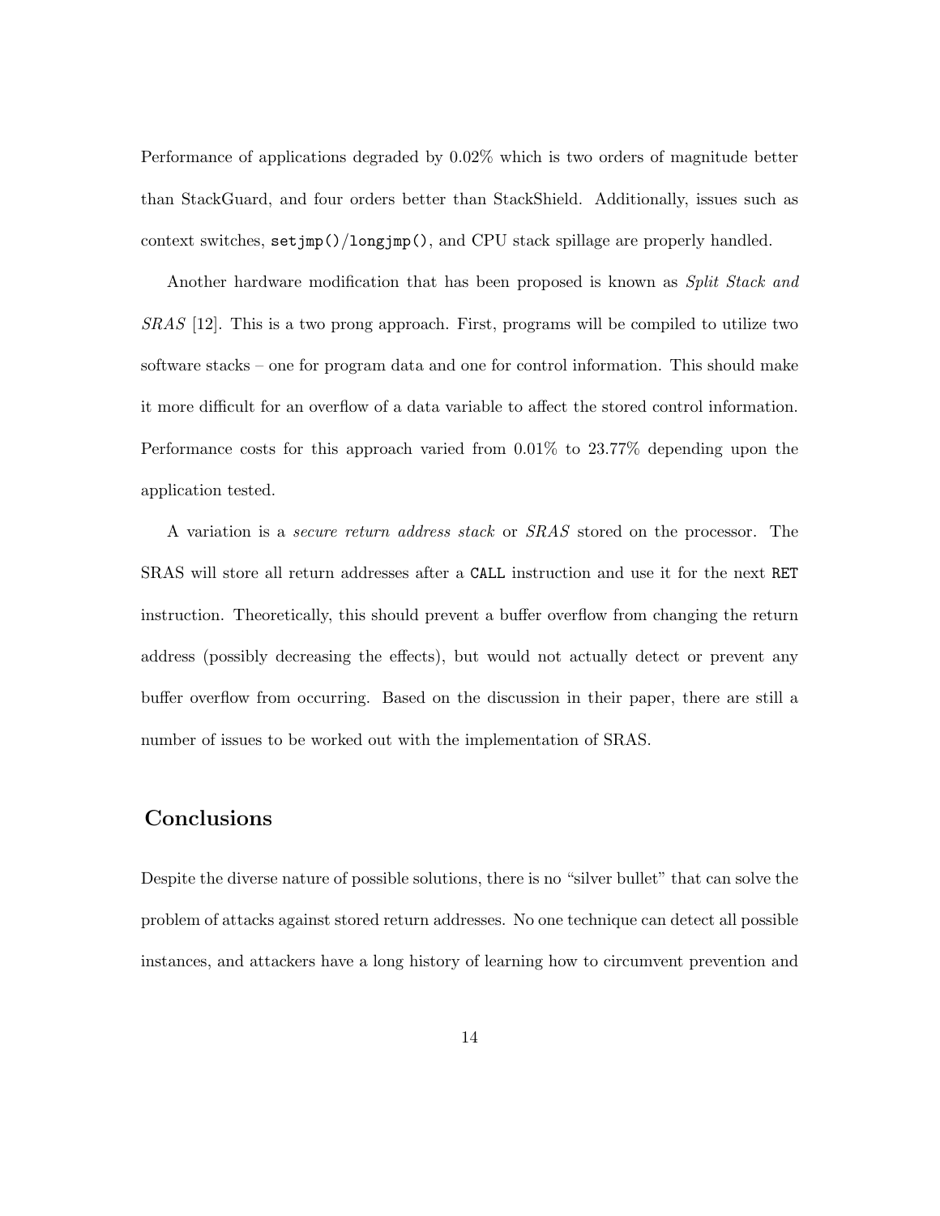Performance of applications degraded by 0.02% which is two orders of magnitude better than StackGuard, and four orders better than StackShield. Additionally, issues such as context switches, `setjmp()/longjmp()`, and CPU stack spillage are properly handled.

Another hardware modification that has been proposed is known as *Split Stack and SRAS* [12]. This is a two prong approach. First, programs will be compiled to utilize two software stacks – one for program data and one for control information. This should make it more difficult for an overflow of a data variable to affect the stored control information. Performance costs for this approach varied from 0.01% to 23.77% depending upon the application tested.

A variation is a *secure return address stack* or *SRAS* stored on the processor. The SRAS will store all return addresses after a `CALL` instruction and use it for the next `RET` instruction. Theoretically, this should prevent a buffer overflow from changing the return address (possibly decreasing the effects), but would not actually detect or prevent any buffer overflow from occurring. Based on the discussion in their paper, there are still a number of issues to be worked out with the implementation of SRAS.

## Conclusions

Despite the diverse nature of possible solutions, there is no "silver bullet" that can solve the problem of attacks against stored return addresses. No one technique can detect all possible instances, and attackers have a long history of learning how to circumvent prevention and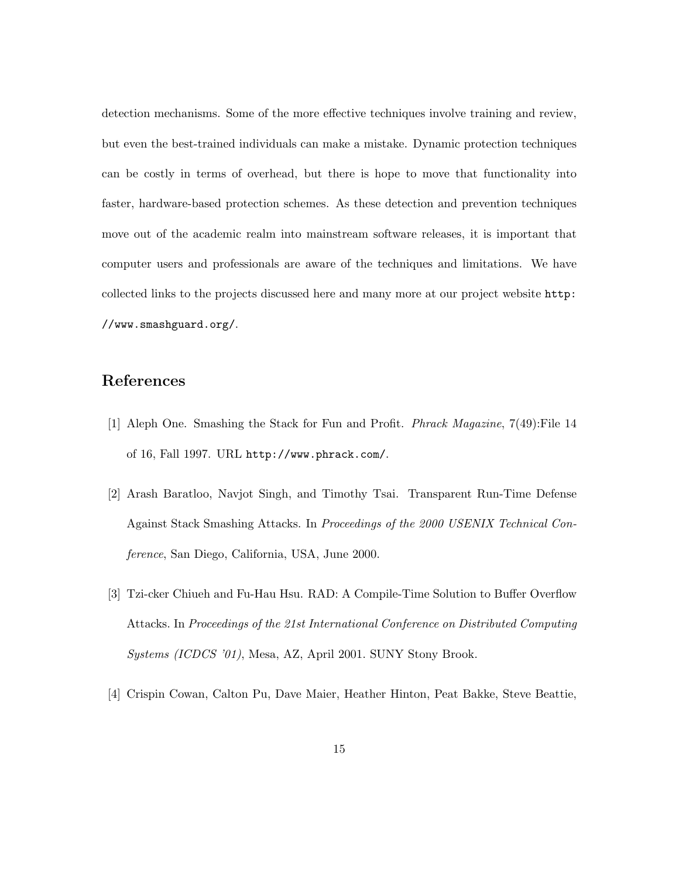detection mechanisms. Some of the more effective techniques involve training and review, but even the best-trained individuals can make a mistake. Dynamic protection techniques can be costly in terms of overhead, but there is hope to move that functionality into faster, hardware-based protection schemes. As these detection and prevention techniques move out of the academic realm into mainstream software releases, it is important that computer users and professionals are aware of the techniques and limitations. We have collected links to the projects discussed here and many more at our project website `http://www.smashguard.org/`.

## References

[1] Aleph One. Smashing the Stack for Fun and Profit. *Phrack Magazine*, 7(49):File 14 of 16, Fall 1997. URL `http://www.phrack.com/`.

[2] Arash Baratloo, Navjot Singh, and Timothy Tsai. Transparent Run-Time Defense Against Stack Smashing Attacks. In *Proceedings of the 2000 USENIX Technical Conference*, San Diego, California, USA, June 2000.

[3] Tzi-cker Chiueh and Fu-Hau Hsu. RAD: A Compile-Time Solution to Buffer Overflow Attacks. In *Proceedings of the 21st International Conference on Distributed Computing Systems (ICDCS '01)*, Mesa, AZ, April 2001. SUNY Stony Brook.

[4] Crispin Cowan, Calton Pu, Dave Maier, Heather Hinton, Peat Bakke, Steve Beattie,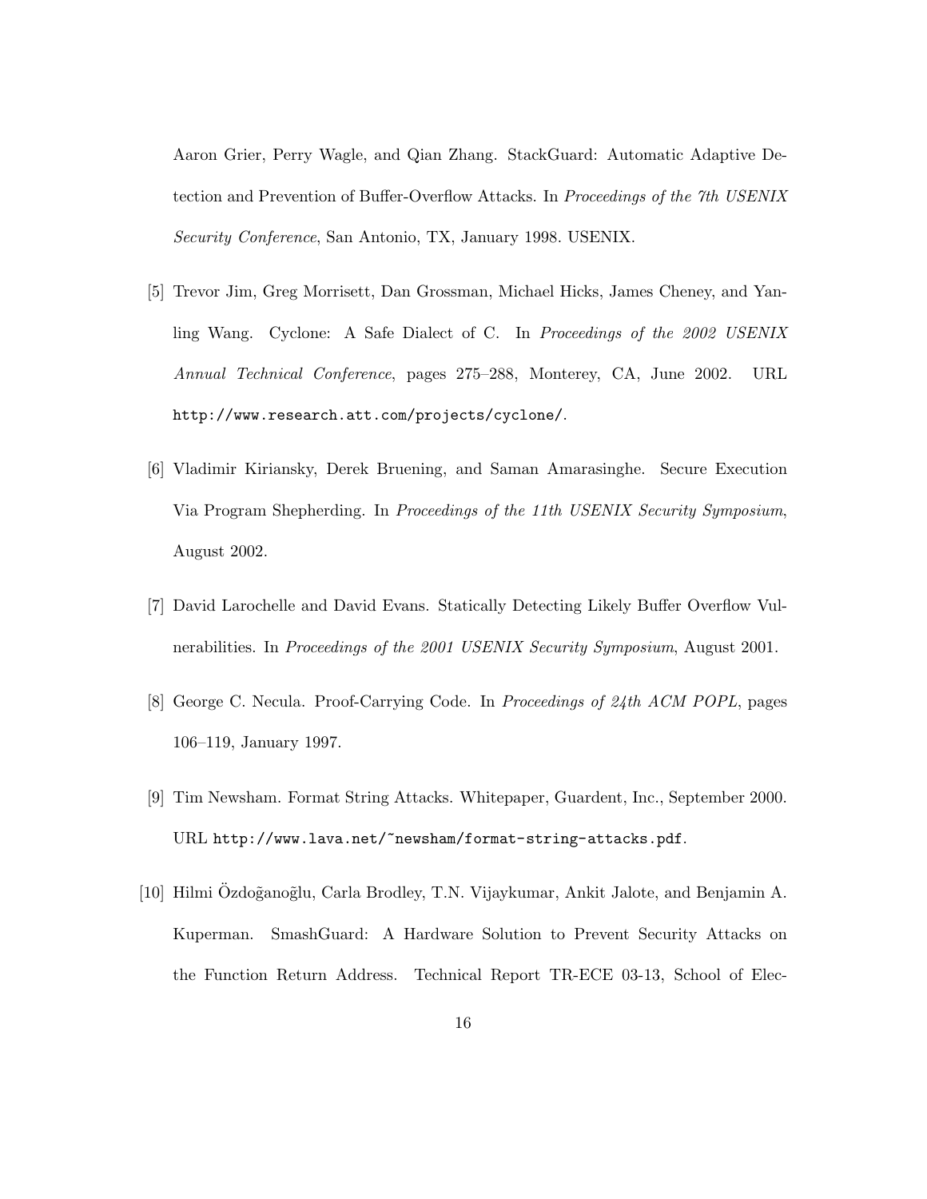Aaron Grier, Perry Wagle, and Qian Zhang. StackGuard: Automatic Adaptive Detection and Prevention of Buffer-Overflow Attacks. In *Proceedings of the 7th USENIX Security Conference*, San Antonio, TX, January 1998. USENIX.

[5] Trevor Jim, Greg Morrisett, Dan Grossman, Michael Hicks, James Cheney, and Yanling Wang. Cyclone: A Safe Dialect of C. In *Proceedings of the 2002 USENIX Annual Technical Conference*, pages 275–288, Monterey, CA, June 2002. URL `http://www.research.att.com/projects/cyclone/`.

[6] Vladimir Kiriansky, Derek Bruening, and Saman Amarasinghe. Secure Execution Via Program Shepherding. In *Proceedings of the 11th USENIX Security Symposium*, August 2002.

[7] David Larochelle and David Evans. Statically Detecting Likely Buffer Overflow Vulnerabilities. In *Proceedings of the 2001 USENIX Security Symposium*, August 2001.

[8] George C. Necula. Proof-Carrying Code. In *Proceedings of 24th ACM POPL*, pages 106–119, January 1997.

[9] Tim Newsham. Format String Attacks. Whitepaper, Guardent, Inc., September 2000. URL `http://www.lava.net/~newsham/format-string-attacks.pdf`.

[10] Hilmi Özdoğanoğlu, Carla Brodley, T.N. Vijaykumar, Ankit Jalote, and Benjamin A. Kuperman. SmashGuard: A Hardware Solution to Prevent Security Attacks on the Function Return Address. Technical Report TR-ECE 03-13, School of Elec-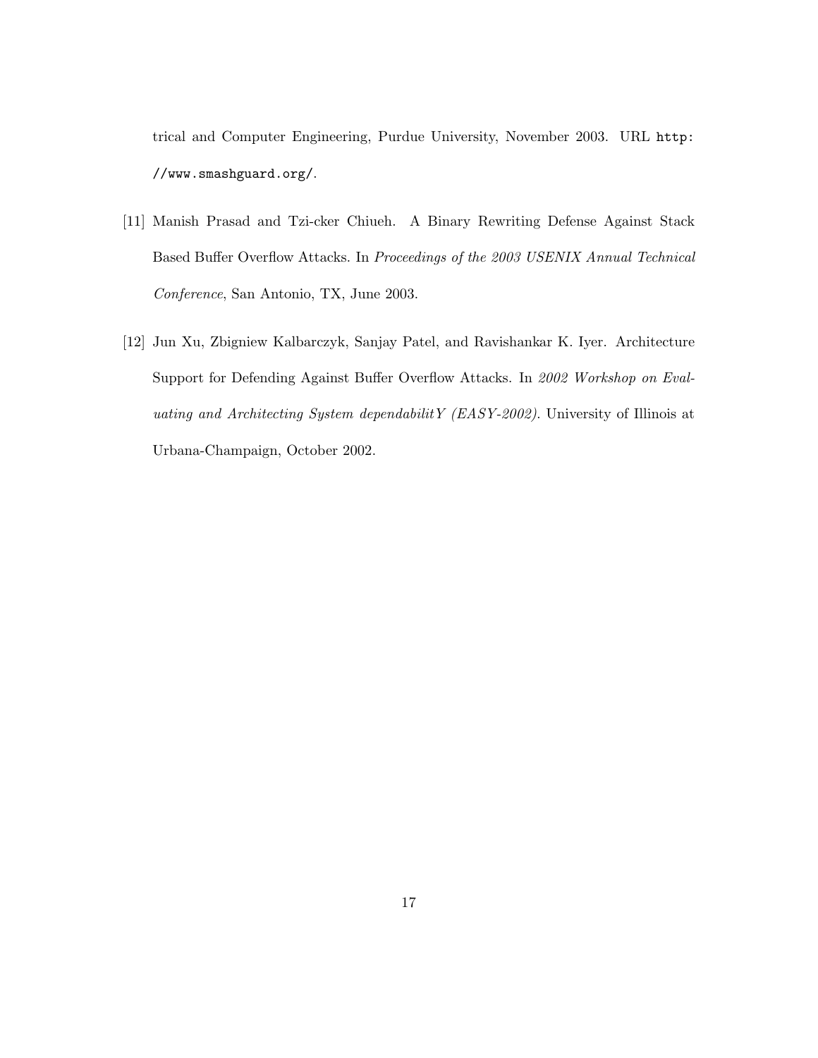trical and Computer Engineering, Purdue University, November 2003. URL http://www.smashguard.org/.

[11] Manish Prasad and Tzi-cker Chiueh. A Binary Rewriting Defense Against Stack Based Buffer Overflow Attacks. In *Proceedings of the 2003 USENIX Annual Technical Conference*, San Antonio, TX, June 2003.

[12] Jun Xu, Zbigniew Kalbarczyk, Sanjay Patel, and Ravishankar K. Iyer. Architecture Support for Defending Against Buffer Overflow Attacks. In *2002 Workshop on Evaluating and Architecting System dependabilitY (EASY-2002)*. University of Illinois at Urbana-Champaign, October 2002.